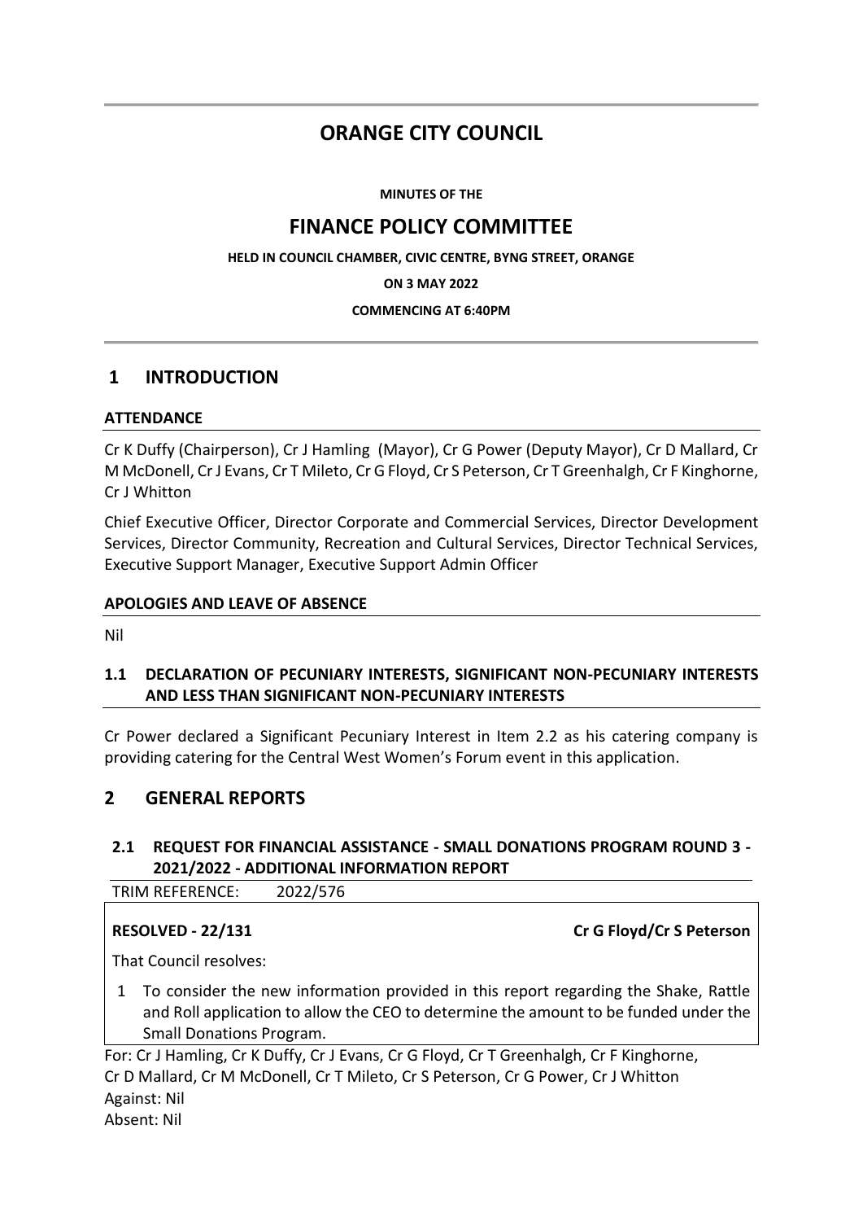# ORANGE CITY COUNCIL

**MINUTES OF THE**

## FINANCE POLICY COMMITTEE

**HELD IN COUNCIL CHAMBER, CIVIC CENTRE, BYNG STREET, ORANGE**

**ON 3 MAY 2022**

**COMMENCING AT 6:40PM**

## 1 INTRODUCTION

### ATTENDANCE

Cr K Duffy (Chairperson), Cr J Hamling (Mayor), Cr G Power (Deputy Mayor), Cr D Mallard, Cr M McDonell, Cr J Evans, Cr T Mileto, Cr G Floyd, Cr S Peterson, Cr T Greenhalgh, Cr F Kinghorne, Cr J Whitton

Chief Executive Officer, Director Corporate and Commercial Services, Director Development Services, Director Community, Recreation and Cultural Services, Director Technical Services, Executive Support Manager, Executive Support Admin Officer

### APOLOGIES AND LEAVE OF ABSENCE

Nil

### 1.1 DECLARATION OF PECUNIARY INTERESTS, SIGNIFICANT NON-PECUNIARY INTERESTS AND LESS THAN SIGNIFICANT NON-PECUNIARY INTERESTS

Cr Power declared a Significant Pecuniary Interest in Item 2.2 as his catering company is providing catering for the Central West Women's Forum event in this application.

## 2 GENERAL REPORTS

### 2.1 REQUEST FOR FINANCIAL ASSISTANCE - SMALL DONATIONS PROGRAM ROUND 3 - 2021/2022 - ADDITIONAL INFORMATION REPORT

TRIM REFERENCE: 2022/576

**RESOLVED - 22/131** **Cr G Floyd/Cr S Peterson**

That Council resolves:

1 To consider the new information provided in this report regarding the Shake, Rattle and Roll application to allow the CEO to determine the amount to be funded under the Small Donations Program.

For: Cr J Hamling, Cr K Duffy, Cr J Evans, Cr G Floyd, Cr T Greenhalgh, Cr F Kinghorne, Cr D Mallard, Cr M McDonell, Cr T Mileto, Cr S Peterson, Cr G Power, Cr J Whitton
Against: Nil
Absent: Nil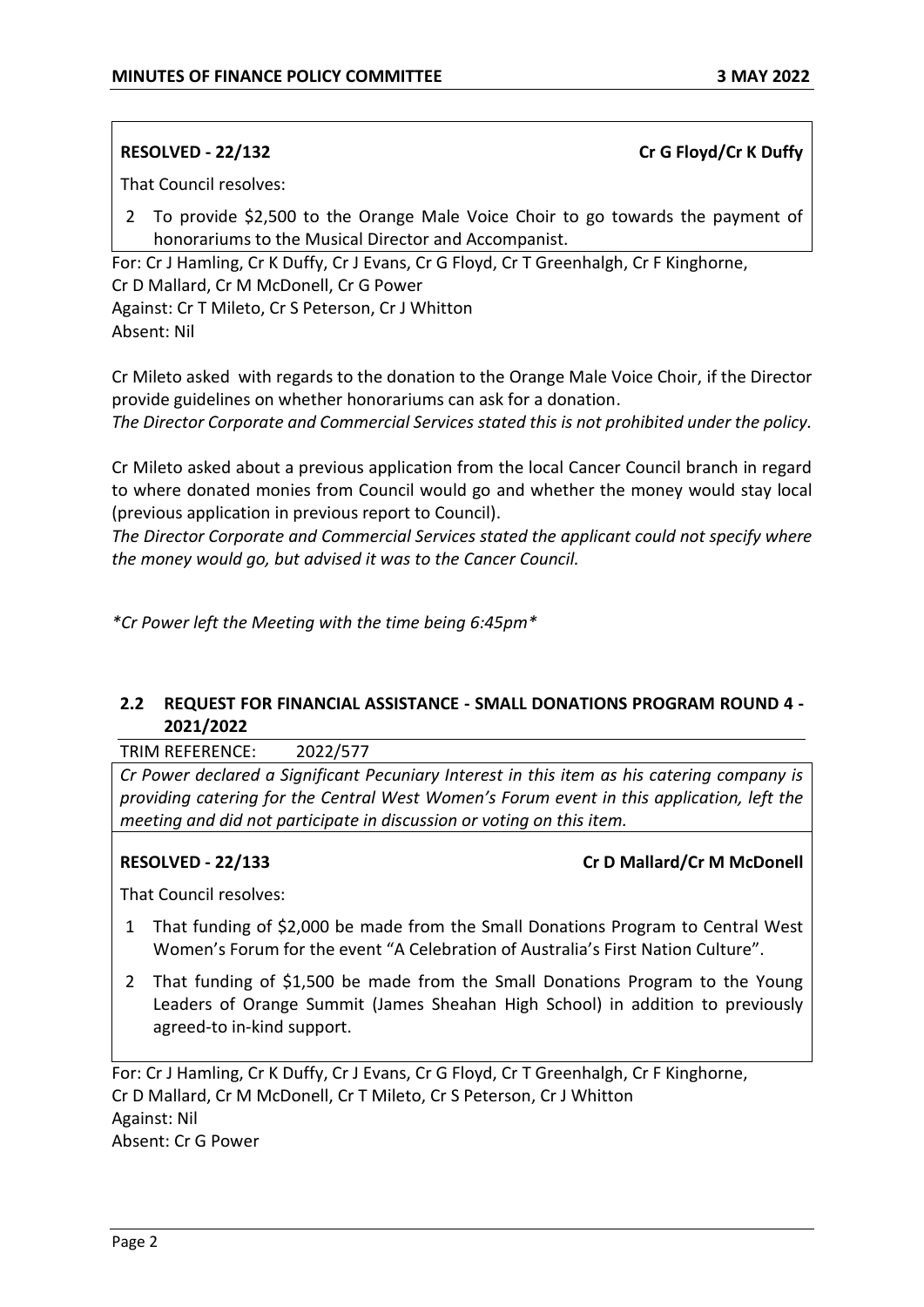**RESOLVED - 22/132** **Cr G Floyd/Cr K Duffy**

That Council resolves:

2 To provide $2,500 to the Orange Male Voice Choir to go towards the payment of honorariums to the Musical Director and Accompanist.

For: Cr J Hamling, Cr K Duffy, Cr J Evans, Cr G Floyd, Cr T Greenhalgh, Cr F Kinghorne, Cr D Mallard, Cr M McDonell, Cr G Power
Against: Cr T Mileto, Cr S Peterson, Cr J Whitton
Absent: Nil

Cr Mileto asked with regards to the donation to the Orange Male Voice Choir, if the Director provide guidelines on whether honorariums can ask for a donation.
*The Director Corporate and Commercial Services stated this is not prohibited under the policy.*

Cr Mileto asked about a previous application from the local Cancer Council branch in regard to where donated monies from Council would go and whether the money would stay local (previous application in previous report to Council).
*The Director Corporate and Commercial Services stated the applicant could not specify where the money would go, but advised it was to the Cancer Council.*

*\*Cr Power left the Meeting with the time being 6:45pm\**

## 2.2 REQUEST FOR FINANCIAL ASSISTANCE - SMALL DONATIONS PROGRAM ROUND 4 - 2021/2022

TRIM REFERENCE: 2022/577

*Cr Power declared a Significant Pecuniary Interest in this item as his catering company is providing catering for the Central West Women's Forum event in this application, left the meeting and did not participate in discussion or voting on this item.*

**RESOLVED - 22/133** **Cr D Mallard/Cr M McDonell**

That Council resolves:

1 That funding of $2,000 be made from the Small Donations Program to Central West Women's Forum for the event "A Celebration of Australia's First Nation Culture".

2 That funding of $1,500 be made from the Small Donations Program to the Young Leaders of Orange Summit (James Sheahan High School) in addition to previously agreed-to in-kind support.

For: Cr J Hamling, Cr K Duffy, Cr J Evans, Cr G Floyd, Cr T Greenhalgh, Cr F Kinghorne, Cr D Mallard, Cr M McDonell, Cr T Mileto, Cr S Peterson, Cr J Whitton
Against: Nil
Absent: Cr G Power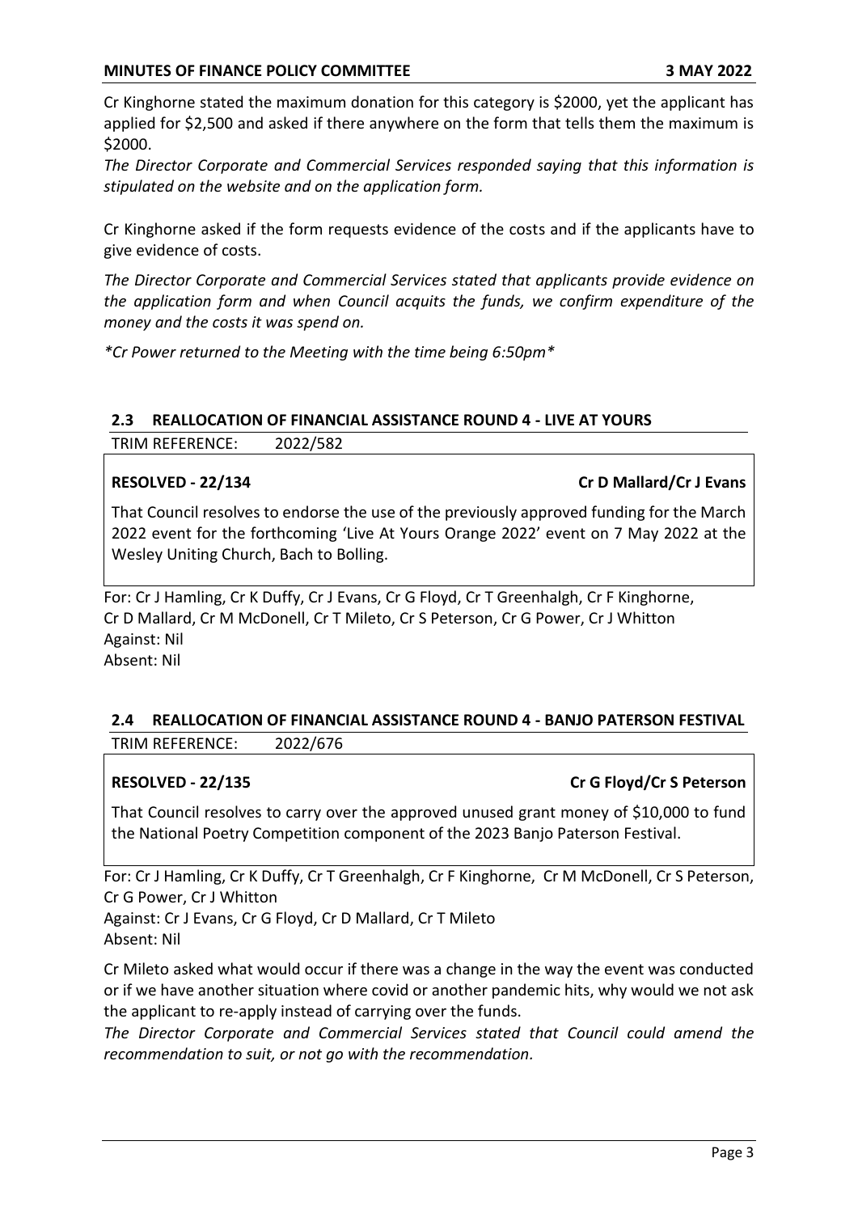Cr Kinghorne stated the maximum donation for this category is \$2000, yet the applicant has applied for \$2,500 and asked if there anywhere on the form that tells them the maximum is \$2000.

*The Director Corporate and Commercial Services responded saying that this information is stipulated on the website and on the application form.*

Cr Kinghorne asked if the form requests evidence of the costs and if the applicants have to give evidence of costs.

*The Director Corporate and Commercial Services stated that applicants provide evidence on the application form and when Council acquits the funds, we confirm expenditure of the money and the costs it was spend on.*

*\*Cr Power returned to the Meeting with the time being 6:50pm\**

## 2.3 REALLOCATION OF FINANCIAL ASSISTANCE ROUND 4 - LIVE AT YOURS

TRIM REFERENCE: 2022/582

**RESOLVED - 22/134** **Cr D Mallard/Cr J Evans**

That Council resolves to endorse the use of the previously approved funding for the March 2022 event for the forthcoming 'Live At Yours Orange 2022' event on 7 May 2022 at the Wesley Uniting Church, Bach to Bolling.

For: Cr J Hamling, Cr K Duffy, Cr J Evans, Cr G Floyd, Cr T Greenhalgh, Cr F Kinghorne, Cr D Mallard, Cr M McDonell, Cr T Mileto, Cr S Peterson, Cr G Power, Cr J Whitton
Against: Nil
Absent: Nil

## 2.4 REALLOCATION OF FINANCIAL ASSISTANCE ROUND 4 - BANJO PATERSON FESTIVAL

TRIM REFERENCE: 2022/676

**RESOLVED - 22/135** **Cr G Floyd/Cr S Peterson**

That Council resolves to carry over the approved unused grant money of \$10,000 to fund the National Poetry Competition component of the 2023 Banjo Paterson Festival.

For: Cr J Hamling, Cr K Duffy, Cr T Greenhalgh, Cr F Kinghorne, Cr M McDonell, Cr S Peterson, Cr G Power, Cr J Whitton
Against: Cr J Evans, Cr G Floyd, Cr D Mallard, Cr T Mileto
Absent: Nil

Cr Mileto asked what would occur if there was a change in the way the event was conducted or if we have another situation where covid or another pandemic hits, why would we not ask the applicant to re-apply instead of carrying over the funds.

*The Director Corporate and Commercial Services stated that Council could amend the recommendation to suit, or not go with the recommendation.*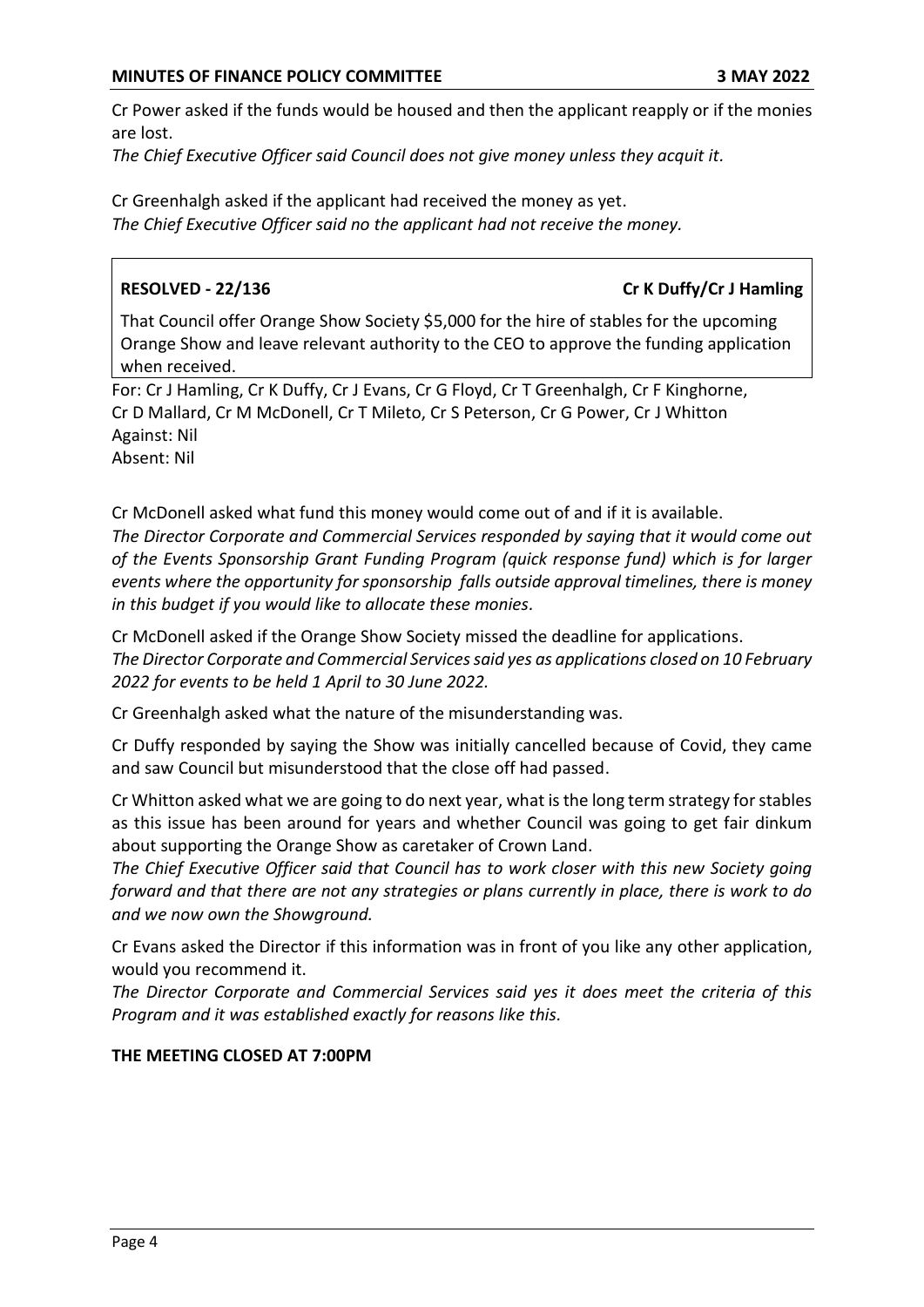Cr Power asked if the funds would be housed and then the applicant reapply or if the monies are lost.
*The Chief Executive Officer said Council does not give money unless they acquit it.*

Cr Greenhalgh asked if the applicant had received the money as yet.
*The Chief Executive Officer said no the applicant had not receive the money.*

**RESOLVED - 22/136** **Cr K Duffy/Cr J Hamling**

That Council offer Orange Show Society $5,000 for the hire of stables for the upcoming Orange Show and leave relevant authority to the CEO to approve the funding application when received.

For: Cr J Hamling, Cr K Duffy, Cr J Evans, Cr G Floyd, Cr T Greenhalgh, Cr F Kinghorne, Cr D Mallard, Cr M McDonell, Cr T Mileto, Cr S Peterson, Cr G Power, Cr J Whitton
Against: Nil
Absent: Nil

Cr McDonell asked what fund this money would come out of and if it is available.
*The Director Corporate and Commercial Services responded by saying that it would come out of the Events Sponsorship Grant Funding Program (quick response fund) which is for larger events where the opportunity for sponsorship falls outside approval timelines, there is money in this budget if you would like to allocate these monies.*

Cr McDonell asked if the Orange Show Society missed the deadline for applications.
*The Director Corporate and Commercial Services said yes as applications closed on 10 February 2022 for events to be held 1 April to 30 June 2022.*

Cr Greenhalgh asked what the nature of the misunderstanding was.

Cr Duffy responded by saying the Show was initially cancelled because of Covid, they came and saw Council but misunderstood that the close off had passed.

Cr Whitton asked what we are going to do next year, what is the long term strategy for stables as this issue has been around for years and whether Council was going to get fair dinkum about supporting the Orange Show as caretaker of Crown Land.
*The Chief Executive Officer said that Council has to work closer with this new Society going forward and that there are not any strategies or plans currently in place, there is work to do and we now own the Showground.*

Cr Evans asked the Director if this information was in front of you like any other application, would you recommend it.
*The Director Corporate and Commercial Services said yes it does meet the criteria of this Program and it was established exactly for reasons like this.*

**THE MEETING CLOSED AT 7:00PM**